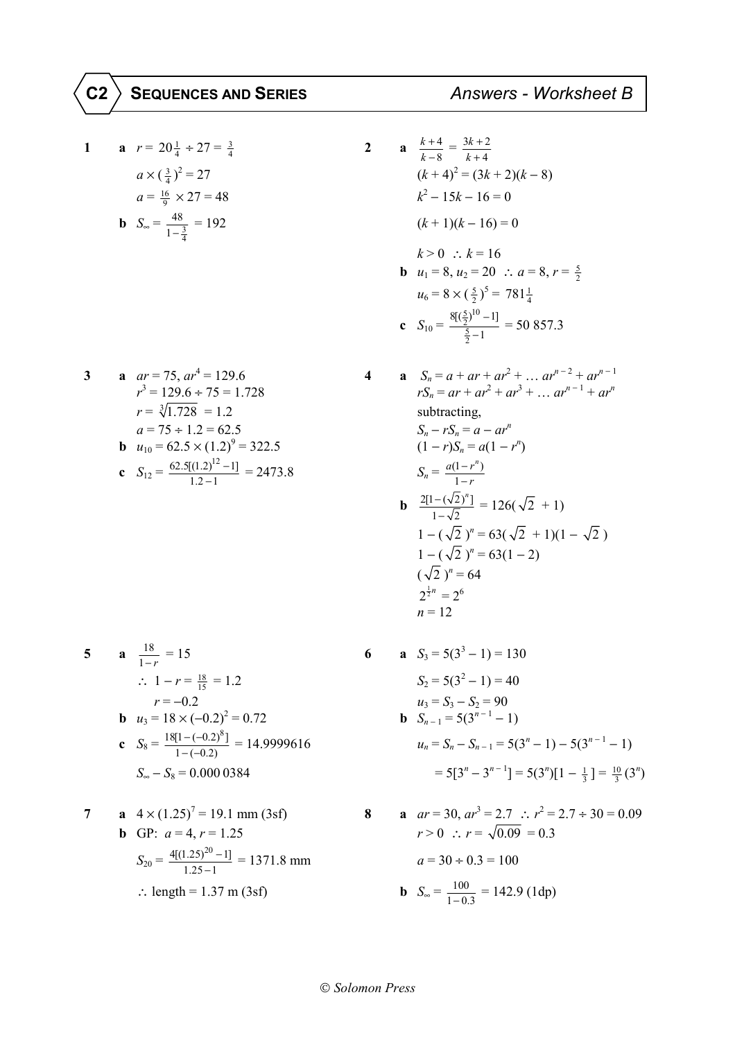# C2 SEQUENCES AND SERIES — *Answers - Worksheet B*

**1** **a** $r = 20\frac{1}{4} \div 27 = \frac{3}{4}$

$a \times (\frac{3}{4})^2 = 27$

$a = \frac{16}{9} \times 27 = 48$

**b** $S_\infty = \frac{48}{1 - \frac{3}{4}} = 192$

**2** **a** $\frac{k+4}{k-8} = \frac{3k+2}{k+4}$

$(k + 4)^2 = (3k + 2)(k - 8)$

$k^2 - 15k - 16 = 0$

$(k + 1)(k - 16) = 0$

$k > 0 \ \therefore \ k = 16$

**b** $u_1 = 8, u_2 = 20 \ \therefore \ a = 8, r = \frac{5}{2}$

$u_6 = 8 \times (\frac{5}{2})^5 = 781\frac{1}{4}$

**c** $S_{10} = \frac{8[(\frac{5}{2})^{10} - 1]}{\frac{5}{2} - 1} = 50\ 857.3$

**3** **a** $ar = 75, ar^4 = 129.6$

$r^3 = 129.6 \div 75 = 1.728$

$r = \sqrt[3]{1.728} = 1.2$

$a = 75 \div 1.2 = 62.5$

**b** $u_{10} = 62.5 \times (1.2)^9 = 322.5$

**c** $S_{12} = \frac{62.5[(1.2)^{12} - 1]}{1.2 - 1} = 2473.8$

**4** **a** $S_n = a + ar + ar^2 + \ldots ar^{n-2} + ar^{n-1}$

$rS_n = ar + ar^2 + ar^3 + \ldots ar^{n-1} + ar^n$

subtracting,

$S_n - rS_n = a - ar^n$

$(1 - r)S_n = a(1 - r^n)$

$S_n = \frac{a(1 - r^n)}{1 - r}$

**b** $\frac{2[1 - (\sqrt{2})^n]}{1 - \sqrt{2}} = 126(\sqrt{2} + 1)$

$1 - (\sqrt{2})^n = 63(\sqrt{2} + 1)(1 - \sqrt{2})$

$1 - (\sqrt{2})^n = 63(1 - 2)$

$(\sqrt{2})^n = 64$

$2^{\frac{1}{2}n} = 2^6$

$n = 12$

**5** **a** $\frac{18}{1-r} = 15$

$\therefore \ 1 - r = \frac{18}{15} = 1.2$

$r = -0.2$

**b** $u_3 = 18 \times (-0.2)^2 = 0.72$

**c** $S_8 = \frac{18[1 - (-0.2)^8]}{1 - (-0.2)} = 14.9999616$

$S_\infty - S_8 = 0.000\ 0384$

**6** **a** $S_3 = 5(3^3 - 1) = 130$

$S_2 = 5(3^2 - 1) = 40$

$u_3 = S_3 - S_2 = 90$

**b** $S_{n-1} = 5(3^{n-1} - 1)$

$u_n = S_n - S_{n-1} = 5(3^n - 1) - 5(3^{n-1} - 1)$

$= 5[3^n - 3^{n-1}] = 5(3^n)[1 - \frac{1}{3}] = \frac{10}{3}(3^n)$

**7** **a** $4 \times (1.25)^7 = 19.1$ mm (3sf)

**b** GP: $a = 4, r = 1.25$

$S_{20} = \frac{4[(1.25)^{20} - 1]}{1.25 - 1} = 1371.8$ mm

$\therefore$ length = 1.37 m (3sf)

**8** **a** $ar = 30, ar^3 = 2.7 \ \therefore \ r^2 = 2.7 \div 30 = 0.09$

$r > 0 \ \therefore \ r = \sqrt{0.09} = 0.3$

$a = 30 \div 0.3 = 100$

**b** $S_\infty = \frac{100}{1 - 0.3} = 142.9$ (1dp)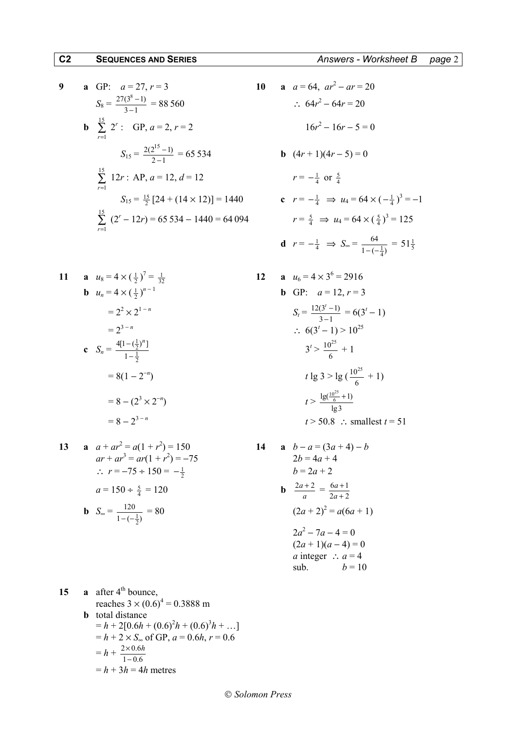**9** **a** GP: $a = 27$, $r = 3$

$S_8 = \frac{27(3^8 - 1)}{3 - 1} = 88\ 560$

**b** $\sum_{r=1}^{15} 2^r$ : GP, $a = 2$, $r = 2$

$S_{15} = \frac{2(2^{15} - 1)}{2 - 1} = 65\ 534$

$\sum_{r=1}^{15} 12r$ : AP, $a = 12$, $d = 12$

$S_{15} = \frac{15}{2}[24 + (14 \times 12)] = 1440$

$\sum_{r=1}^{15} (2^r - 12r) = 65\ 534 - 1440 = 64\ 094$

**10** **a** $a = 64$, $ar^2 - ar = 20$

$\therefore\ 64r^2 - 64r = 20$

$16r^2 - 16r - 5 = 0$

**b** $(4r + 1)(4r - 5) = 0$

$r = -\frac{1}{4}$ or $\frac{5}{4}$

**c** $r = -\frac{1}{4} \Rightarrow u_4 = 64 \times (-\frac{1}{4})^3 = -1$

$r = \frac{5}{4} \Rightarrow u_4 = 64 \times (\frac{5}{4})^3 = 125$

**d** $r = -\frac{1}{4} \Rightarrow S_\infty = \frac{64}{1 - (-\frac{1}{4})} = 51\frac{1}{5}$

**11** **a** $u_8 = 4 \times (\frac{1}{2})^7 = \frac{1}{32}$

**b** $u_n = 4 \times (\frac{1}{2})^{n-1}$

$= 2^2 \times 2^{1-n}$

$= 2^{3-n}$

**c** $S_n = \frac{4[1 - (\frac{1}{2})^n]}{1 - \frac{1}{2}}$

$= 8(1 - 2^{-n})$

$= 8 - (2^3 \times 2^{-n})$

$= 8 - 2^{3-n}$

**12** **a** $u_6 = 4 \times 3^6 = 2916$

**b** GP: $a = 12$, $r = 3$

$S_t = \frac{12(3^t - 1)}{3 - 1} = 6(3^t - 1)$

$\therefore\ 6(3^t - 1) > 10^{25}$

$3^t > \frac{10^{25}}{6} + 1$

$t \lg 3 > \lg(\frac{10^{25}}{6} + 1)$

$t > \frac{\lg(\frac{10^{25}}{6} + 1)}{\lg 3}$

$t > 50.8\ \therefore$ smallest $t = 51$

**13** **a** $a + ar^2 = a(1 + r^2) = 150$

$ar + ar^3 = ar(1 + r^2) = -75$

$\therefore\ r = -75 \div 150 = -\frac{1}{2}$

$a = 150 \div \frac{5}{4} = 120$

**b** $S_\infty = \frac{120}{1 - (-\frac{1}{2})} = 80$

**14** **a** $b - a = (3a + 4) - b$

$2b = 4a + 4$

$b = 2a + 2$

**b** $\frac{2a + 2}{a} = \frac{6a + 1}{2a + 2}$

$(2a + 2)^2 = a(6a + 1)$

$2a^2 - 7a - 4 = 0$

$(2a + 1)(a - 4) = 0$

$a$ integer $\therefore\ a = 4$

sub. $b = 10$

**15** **a** after 4th bounce,

reaches $3 \times (0.6)^4 = 0.3888$ m

**b** total distance

$= h + 2[0.6h + (0.6)^2h + (0.6)^3h + \ldots]$

$= h + 2 \times S_\infty$ of GP, $a = 0.6h$, $r = 0.6$

$= h + \frac{2 \times 0.6h}{1 - 0.6}$

$= h + 3h = 4h$ metres

© Solomon Press